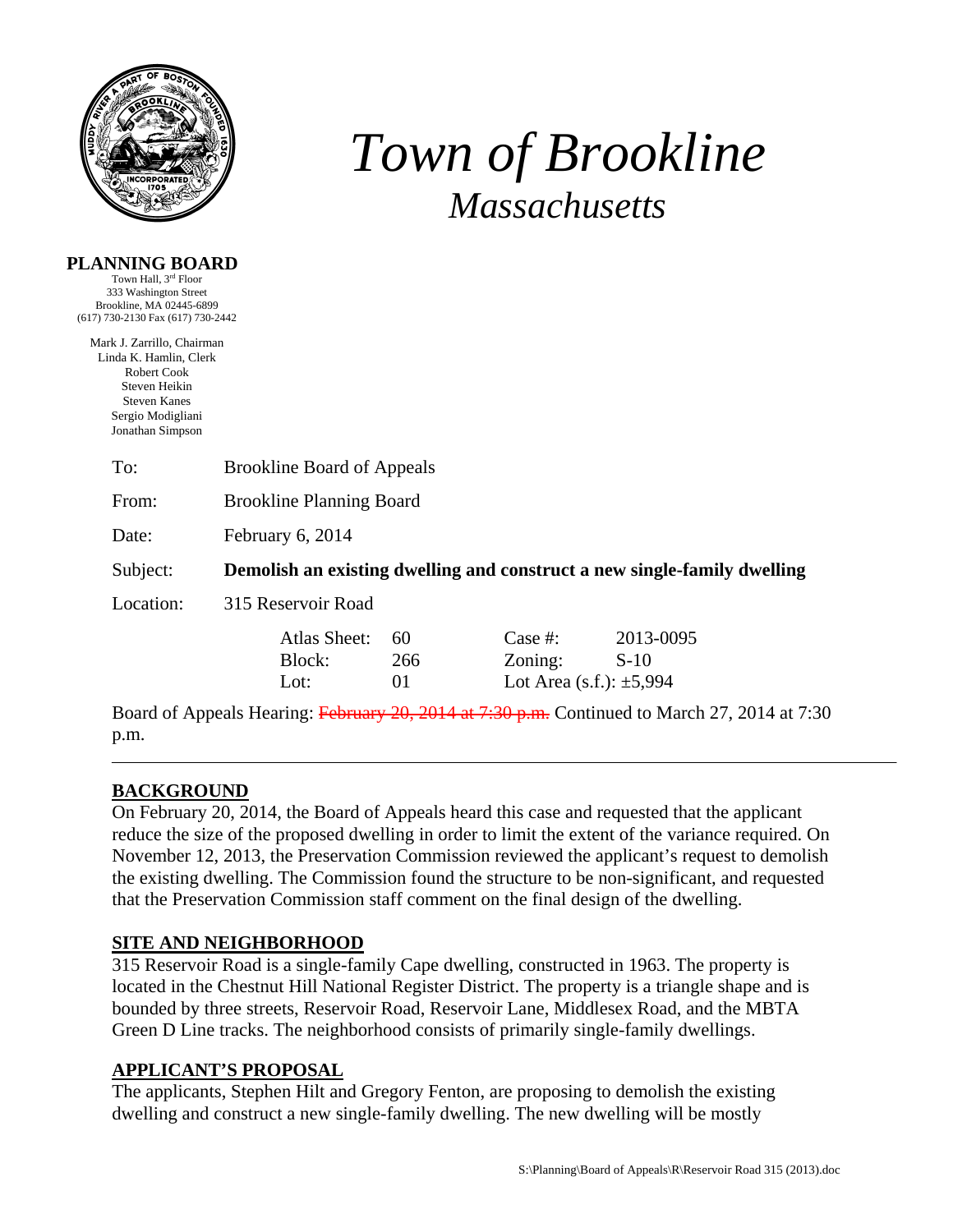# *Town of Brookline*

## *Massachusetts*

**PLANNING BOARD**
Town Hall, 3rd Floor
333 Washington Street
Brookline, MA 02445-6899
(617) 730-2130 Fax (617) 730-2442

Mark J. Zarrillo, Chairman
Linda K. Hamlin, Clerk
Robert Cook
Steven Heikin
Steven Kanes
Sergio Modigliani
Jonathan Simpson

To: Brookline Board of Appeals

From: Brookline Planning Board

Date: February 6, 2014

Subject: **Demolish an existing dwelling and construct a new single-family dwelling**

Location: 315 Reservoir Road

| | | | |
|---|---|---|---|
| Atlas Sheet: | 60 | Case #: | 2013-0095 |
| Block: | 266 | Zoning: | S-10 |
| Lot: | 01 | Lot Area (s.f.): ±5,994 | |

Board of Appeals Hearing: ~~February 20, 2014 at 7:30 p.m.~~ Continued to March 27, 2014 at 7:30 p.m.

---

## BACKGROUND

On February 20, 2014, the Board of Appeals heard this case and requested that the applicant reduce the size of the proposed dwelling in order to limit the extent of the variance required. On November 12, 2013, the Preservation Commission reviewed the applicant's request to demolish the existing dwelling. The Commission found the structure to be non-significant, and requested that the Preservation Commission staff comment on the final design of the dwelling.

## SITE AND NEIGHBORHOOD

315 Reservoir Road is a single-family Cape dwelling, constructed in 1963. The property is located in the Chestnut Hill National Register District. The property is a triangle shape and is bounded by three streets, Reservoir Road, Reservoir Lane, Middlesex Road, and the MBTA Green D Line tracks. The neighborhood consists of primarily single-family dwellings.

## APPLICANT'S PROPOSAL

The applicants, Stephen Hilt and Gregory Fenton, are proposing to demolish the existing dwelling and construct a new single-family dwelling. The new dwelling will be mostly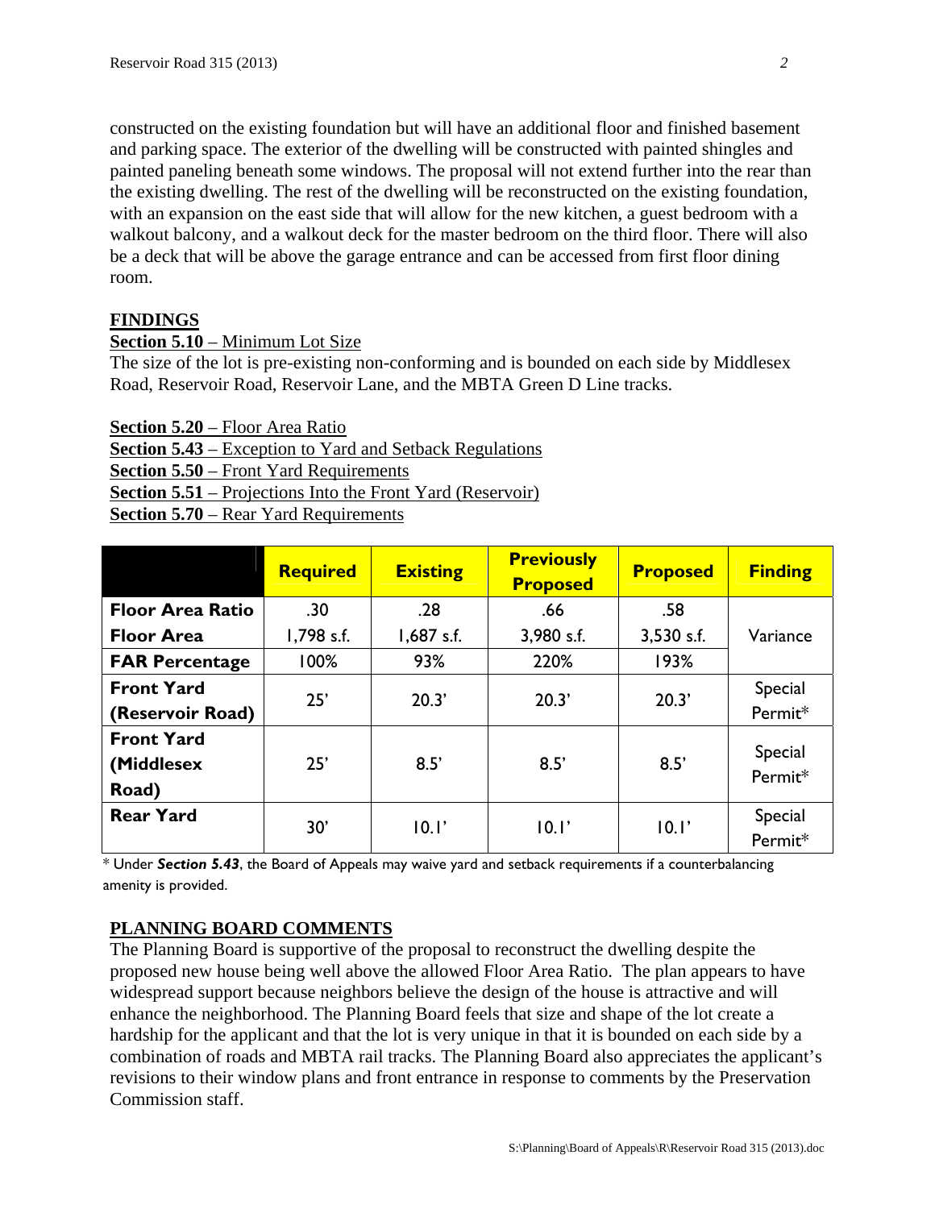constructed on the existing foundation but will have an additional floor and finished basement and parking space. The exterior of the dwelling will be constructed with painted shingles and painted paneling beneath some windows. The proposal will not extend further into the rear than the existing dwelling. The rest of the dwelling will be reconstructed on the existing foundation, with an expansion on the east side that will allow for the new kitchen, a guest bedroom with a walkout balcony, and a walkout deck for the master bedroom on the third floor. There will also be a deck that will be above the garage entrance and can be accessed from first floor dining room.

## FINDINGS

**Section 5.10** – Minimum Lot Size

The size of the lot is pre-existing non-conforming and is bounded on each side by Middlesex Road, Reservoir Road, Reservoir Lane, and the MBTA Green D Line tracks.

**Section 5.20** – Floor Area Ratio
**Section 5.43** – Exception to Yard and Setback Regulations
**Section 5.50** – Front Yard Requirements
**Section 5.51** – Projections Into the Front Yard (Reservoir)
**Section 5.70** – Rear Yard Requirements

| | Required | Existing | Previously Proposed | Proposed | Finding |
|---|---|---|---|---|---|
| **Floor Area Ratio** | .30 | .28 | .66 | .58 | Variance |
| **Floor Area** | 1,798 s.f. | 1,687 s.f. | 3,980 s.f. | 3,530 s.f. | |
| **FAR Percentage** | 100% | 93% | 220% | 193% | |
| **Front Yard (Reservoir Road)** | 25' | 20.3' | 20.3' | 20.3' | Special Permit* |
| **Front Yard (Middlesex Road)** | 25' | 8.5' | 8.5' | 8.5' | Special Permit* |
| **Rear Yard** | 30' | 10.1' | 10.1' | 10.1' | Special Permit* |

* Under ***Section 5.43***, the Board of Appeals may waive yard and setback requirements if a counterbalancing amenity is provided.

## PLANNING BOARD COMMENTS

The Planning Board is supportive of the proposal to reconstruct the dwelling despite the proposed new house being well above the allowed Floor Area Ratio. The plan appears to have widespread support because neighbors believe the design of the house is attractive and will enhance the neighborhood. The Planning Board feels that size and shape of the lot create a hardship for the applicant and that the lot is very unique in that it is bounded on each side by a combination of roads and MBTA rail tracks. The Planning Board also appreciates the applicant's revisions to their window plans and front entrance in response to comments by the Preservation Commission staff.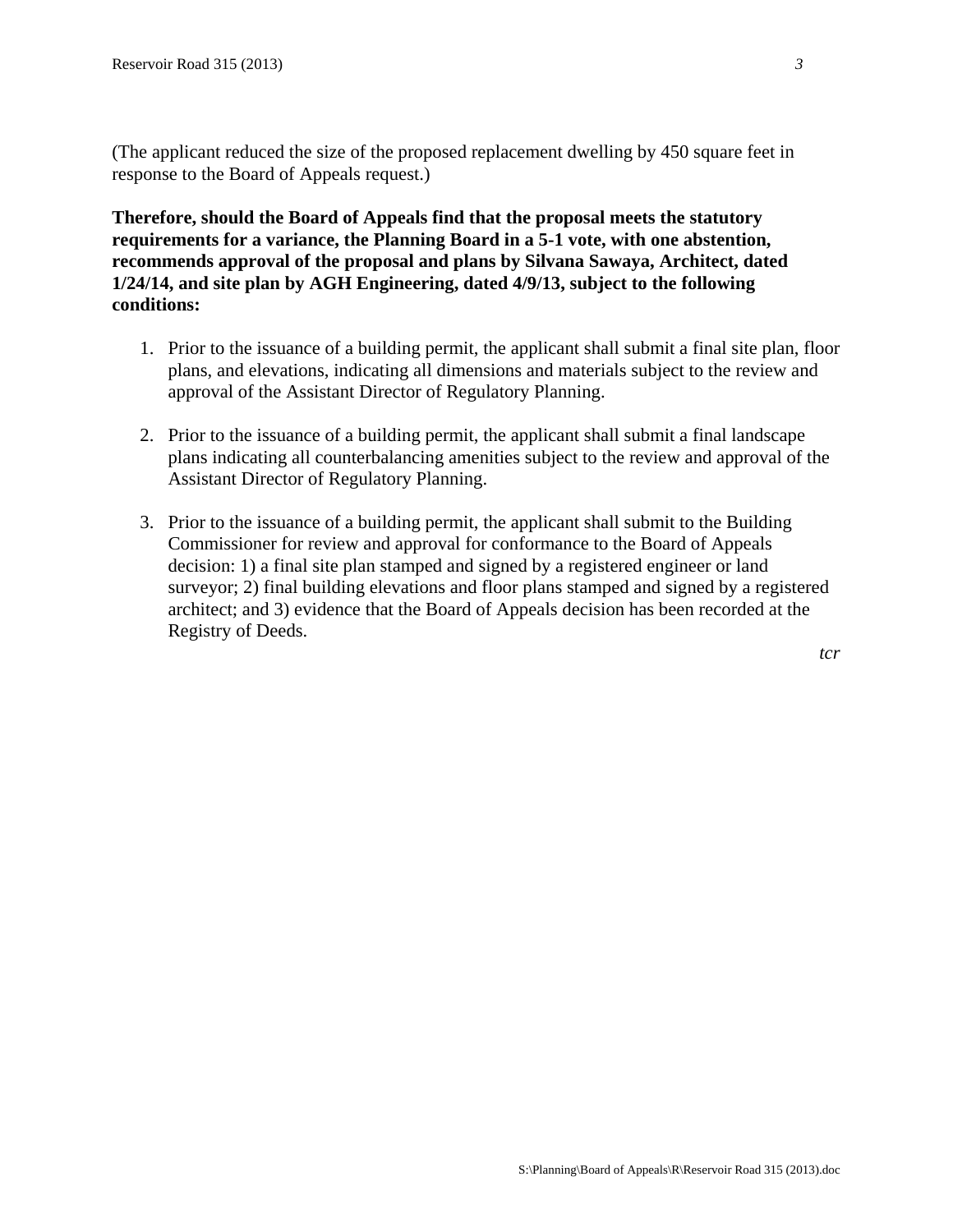(The applicant reduced the size of the proposed replacement dwelling by 450 square feet in response to the Board of Appeals request.)

**Therefore, should the Board of Appeals find that the proposal meets the statutory requirements for a variance, the Planning Board in a 5-1 vote, with one abstention, recommends approval of the proposal and plans by Silvana Sawaya, Architect, dated 1/24/14, and site plan by AGH Engineering, dated 4/9/13, subject to the following conditions:**

1. Prior to the issuance of a building permit, the applicant shall submit a final site plan, floor plans, and elevations, indicating all dimensions and materials subject to the review and approval of the Assistant Director of Regulatory Planning.

2. Prior to the issuance of a building permit, the applicant shall submit a final landscape plans indicating all counterbalancing amenities subject to the review and approval of the Assistant Director of Regulatory Planning.

3. Prior to the issuance of a building permit, the applicant shall submit to the Building Commissioner for review and approval for conformance to the Board of Appeals decision: 1) a final site plan stamped and signed by a registered engineer or land surveyor; 2) final building elevations and floor plans stamped and signed by a registered architect; and 3) evidence that the Board of Appeals decision has been recorded at the Registry of Deeds.

*tcr*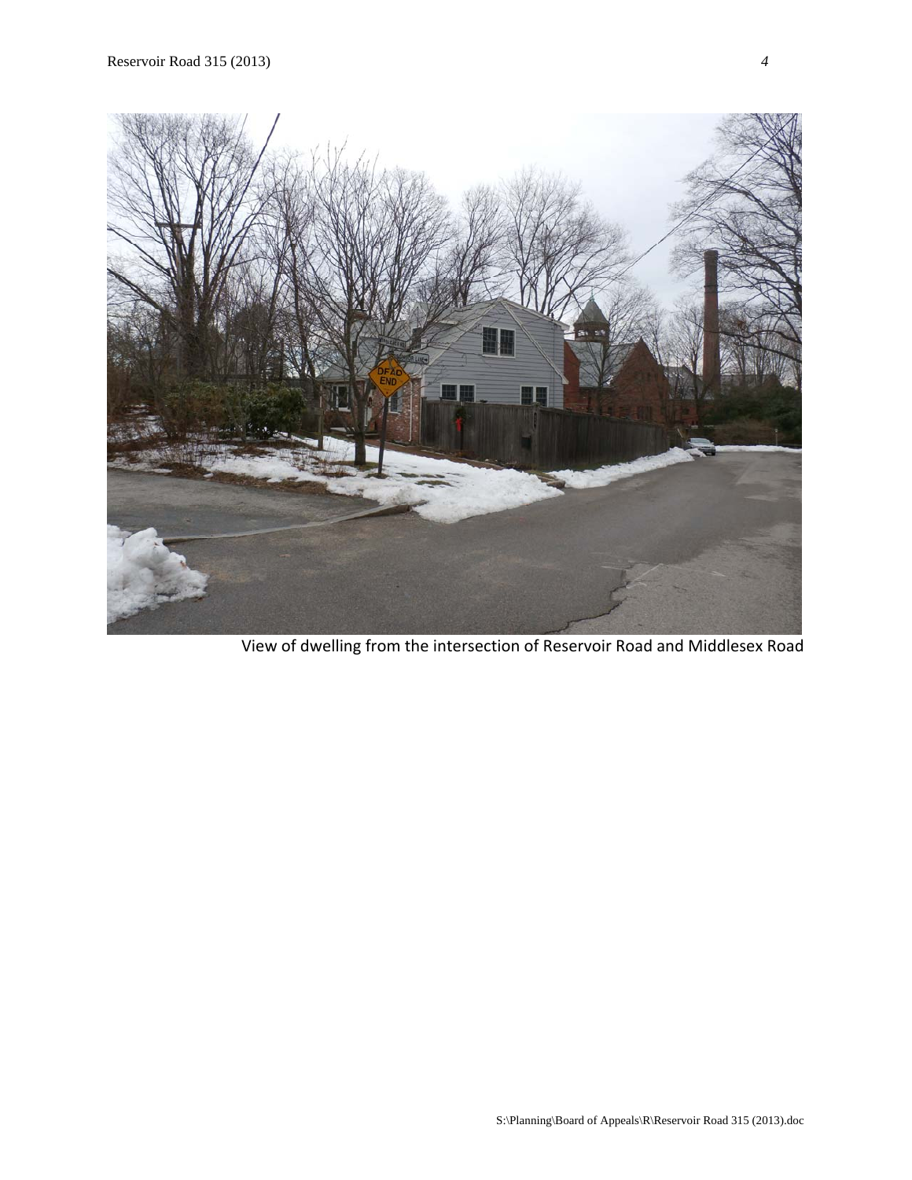View of dwelling from the intersection of Reservoir Road and Middlesex Road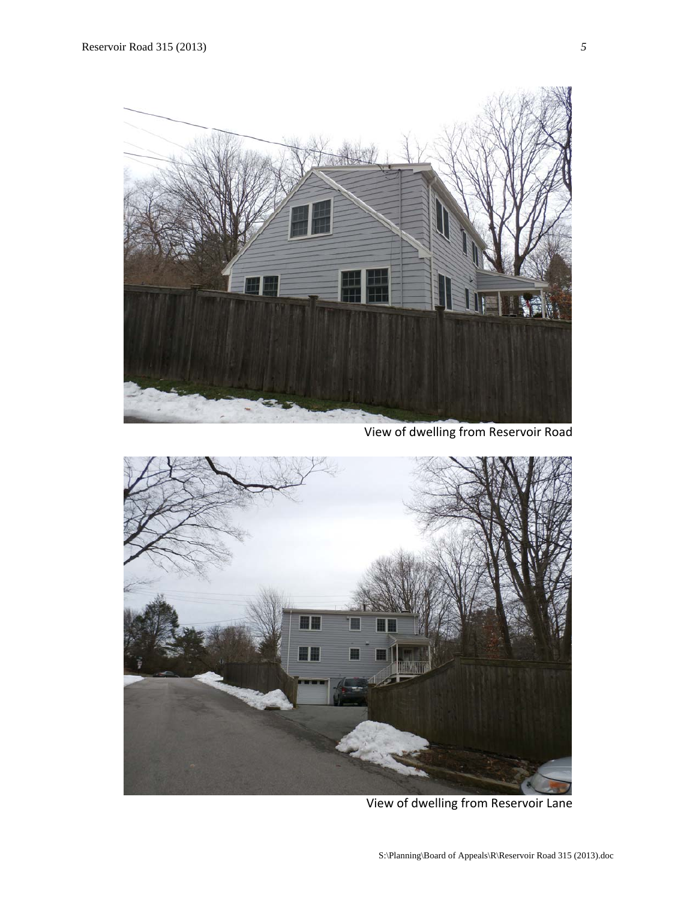View of dwelling from Reservoir Road

View of dwelling from Reservoir Lane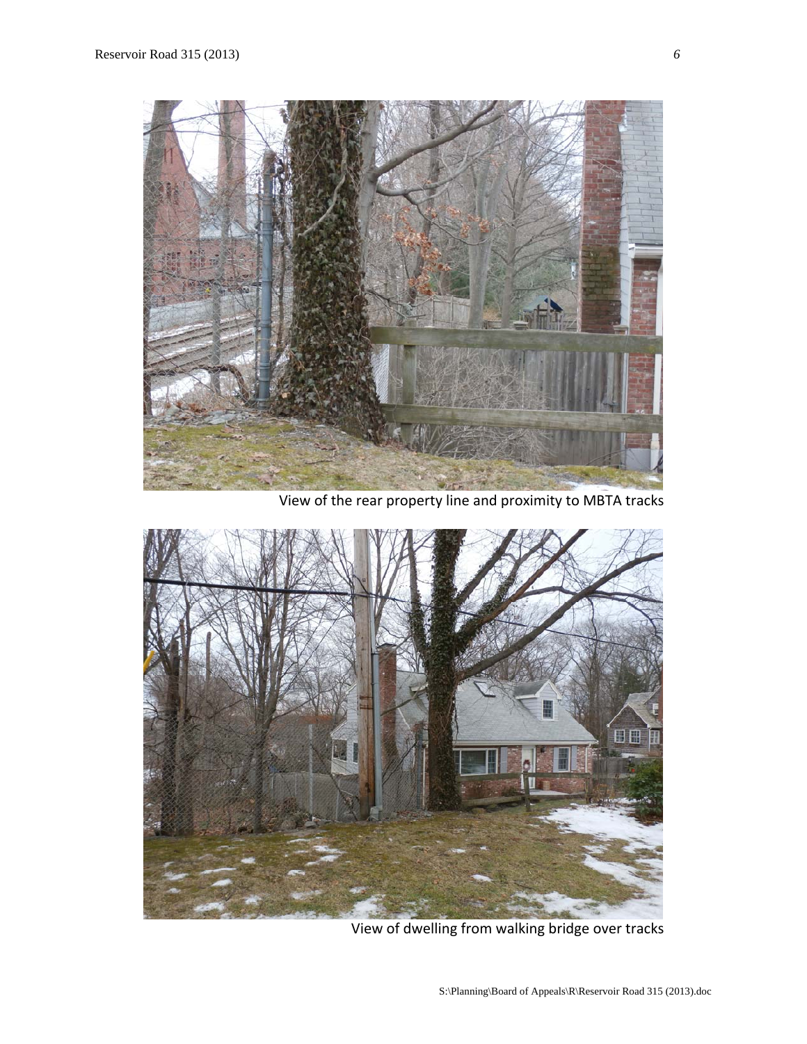View of the rear property line and proximity to MBTA tracks

View of dwelling from walking bridge over tracks